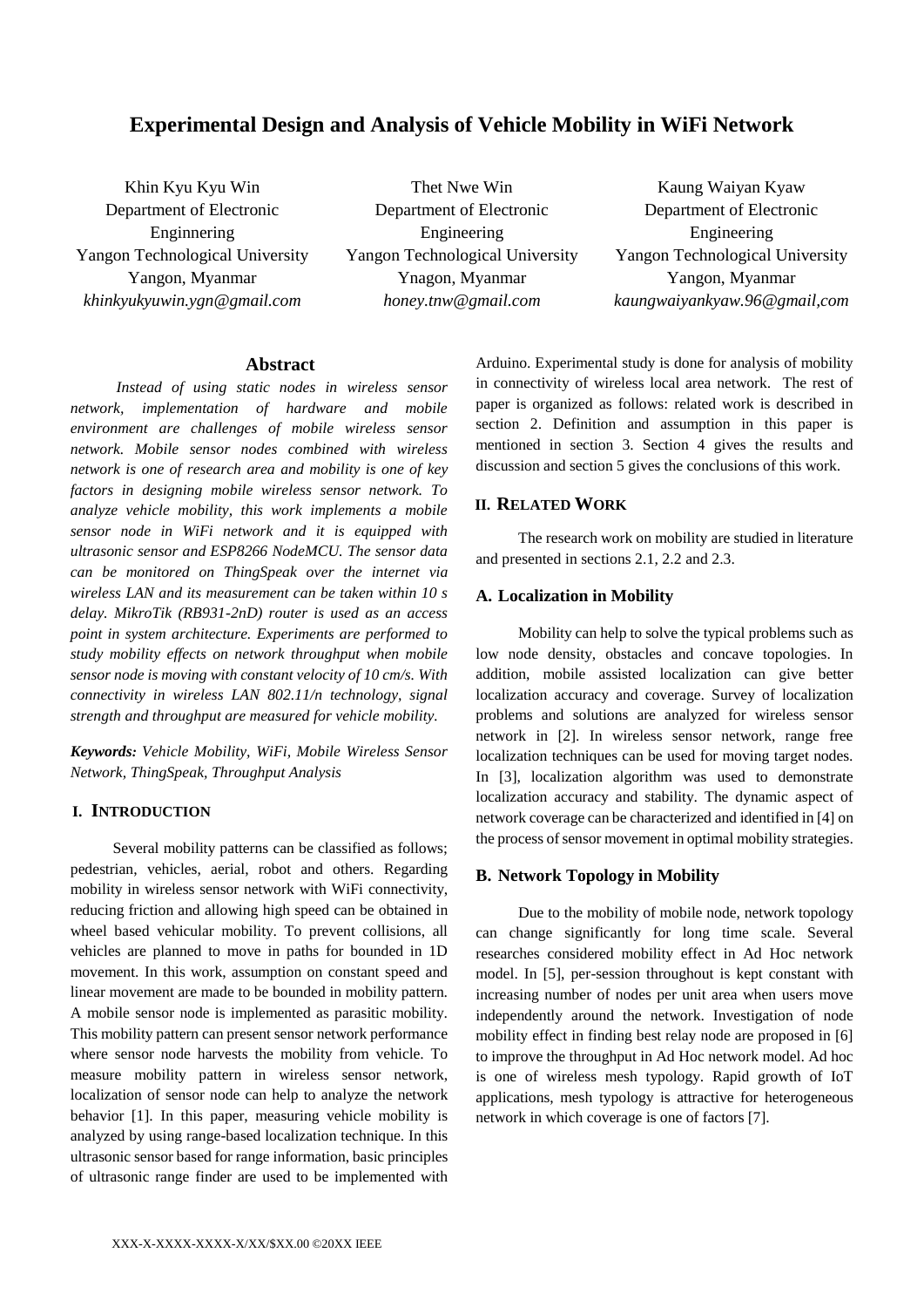# Experimental Design and Analysis of Vehicle Mobility in WiFi Network

Khin Kyu Kyu Win
Department of Electronic Enginnering
Yangon Technological University
Yangon, Myanmar
*khinkyukyuwin.ygn@gmail.com*

Thet Nwe Win
Department of Electronic Engineering
Yangon Technological University
Ynagon, Myanmar
*honey.tnw@gmail.com*

Kaung Waiyan Kyaw
Department of Electronic Engineering
Yangon Technological University
Yangon, Myanmar
*kaungwaiyankyaw.96@gmail,com*

## Abstract

*Instead of using static nodes in wireless sensor network, implementation of hardware and mobile environment are challenges of mobile wireless sensor network. Mobile sensor nodes combined with wireless network is one of research area and mobility is one of key factors in designing mobile wireless sensor network. To analyze vehicle mobility, this work implements a mobile sensor node in WiFi network and it is equipped with ultrasonic sensor and ESP8266 NodeMCU. The sensor data can be monitored on ThingSpeak over the internet via wireless LAN and its measurement can be taken within 10 s delay. MikroTik (RB931-2nD) router is used as an access point in system architecture. Experiments are performed to study mobility effects on network throughput when mobile sensor node is moving with constant velocity of 10 cm/s. With connectivity in wireless LAN 802.11/n technology, signal strength and throughput are measured for vehicle mobility.*

***Keywords:*** *Vehicle Mobility, WiFi, Mobile Wireless Sensor Network, ThingSpeak, Throughput Analysis*

## I. Introduction

Several mobility patterns can be classified as follows; pedestrian, vehicles, aerial, robot and others. Regarding mobility in wireless sensor network with WiFi connectivity, reducing friction and allowing high speed can be obtained in wheel based vehicular mobility. To prevent collisions, all vehicles are planned to move in paths for bounded in 1D movement. In this work, assumption on constant speed and linear movement are made to be bounded in mobility pattern. A mobile sensor node is implemented as parasitic mobility. This mobility pattern can present sensor network performance where sensor node harvests the mobility from vehicle. To measure mobility pattern in wireless sensor network, localization of sensor node can help to analyze the network behavior [1]. In this paper, measuring vehicle mobility is analyzed by using range-based localization technique. In this ultrasonic sensor based for range information, basic principles of ultrasonic range finder are used to be implemented with Arduino. Experimental study is done for analysis of mobility in connectivity of wireless local area network. The rest of paper is organized as follows: related work is described in section 2. Definition and assumption in this paper is mentioned in section 3. Section 4 gives the results and discussion and section 5 gives the conclusions of this work.

## II. Related Work

The research work on mobility are studied in literature and presented in sections 2.1, 2.2 and 2.3.

### A. Localization in Mobility

Mobility can help to solve the typical problems such as low node density, obstacles and concave topologies. In addition, mobile assisted localization can give better localization accuracy and coverage. Survey of localization problems and solutions are analyzed for wireless sensor network in [2]. In wireless sensor network, range free localization techniques can be used for moving target nodes. In [3], localization algorithm was used to demonstrate localization accuracy and stability. The dynamic aspect of network coverage can be characterized and identified in [4] on the process of sensor movement in optimal mobility strategies.

### B. Network Topology in Mobility

Due to the mobility of mobile node, network topology can change significantly for long time scale. Several researches considered mobility effect in Ad Hoc network model. In [5], per-session throughout is kept constant with increasing number of nodes per unit area when users move independently around the network. Investigation of node mobility effect in finding best relay node are proposed in [6] to improve the throughput in Ad Hoc network model. Ad hoc is one of wireless mesh typology. Rapid growth of IoT applications, mesh typology is attractive for heterogeneous network in which coverage is one of factors [7].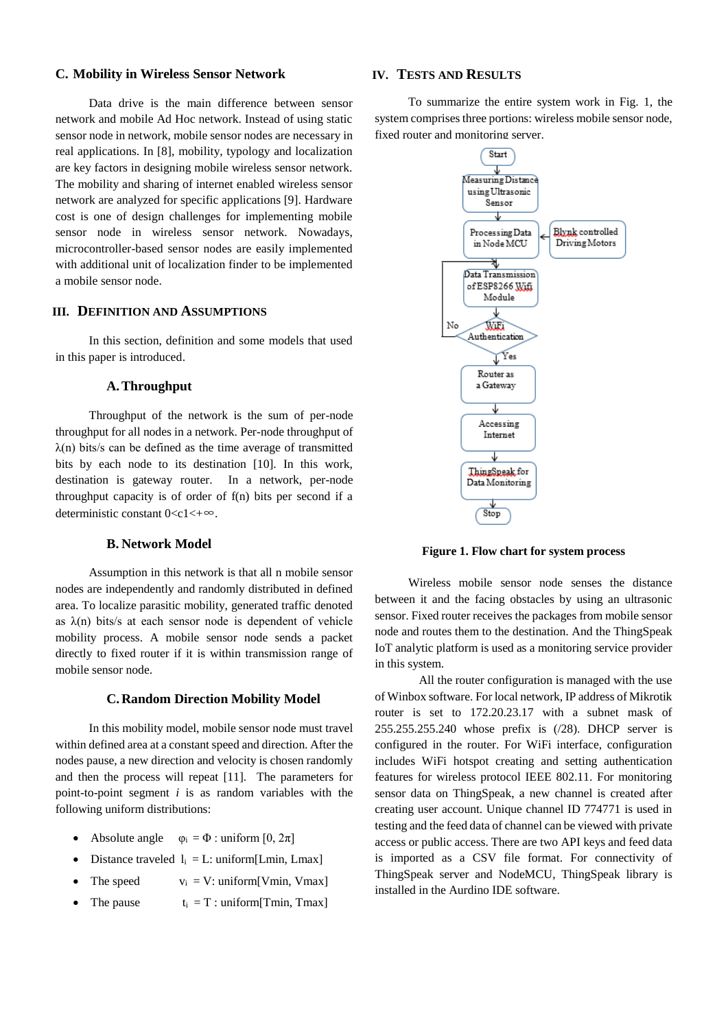## C. Mobility in Wireless Sensor Network

Data drive is the main difference between sensor network and mobile Ad Hoc network. Instead of using static sensor node in network, mobile sensor nodes are necessary in real applications. In [8], mobility, typology and localization are key factors in designing mobile wireless sensor network. The mobility and sharing of internet enabled wireless sensor network are analyzed for specific applications [9]. Hardware cost is one of design challenges for implementing mobile sensor node in wireless sensor network. Nowadays, microcontroller-based sensor nodes are easily implemented with additional unit of localization finder to be implemented a mobile sensor node.

## III. Definition and Assumptions

In this section, definition and some models that used in this paper is introduced.

### A. Throughput

Throughput of the network is the sum of per-node throughput for all nodes in a network. Per-node throughput of $\lambda(n)$ bits/s can be defined as the time average of transmitted bits by each node to its destination [10]. In this work, destination is gateway router. In a network, per-node throughput capacity is of order of f(n) bits per second if a deterministic constant $0<c1<+\infty$.

### B. Network Model

Assumption in this network is that all n mobile sensor nodes are independently and randomly distributed in defined area. To localize parasitic mobility, generated traffic denoted as $\lambda(n)$ bits/s at each sensor node is dependent of vehicle mobility process. A mobile sensor node sends a packet directly to fixed router if it is within transmission range of mobile sensor node.

### C. Random Direction Mobility Model

In this mobility model, mobile sensor node must travel within defined area at a constant speed and direction. After the nodes pause, a new direction and velocity is chosen randomly and then the process will repeat [11]. The parameters for point-to-point segment *i* is as random variables with the following uniform distributions:

- Absolute angle $\varphi_i = \Phi$ : uniform $[0, 2\pi]$
- Distance traveled $l_i$ = L: uniform[Lmin, Lmax]
- The speed $v_i$ = V: uniform[Vmin, Vmax]
- The pause $t_i$ = T : uniform[Tmin, Tmax]

## IV. Tests and Results

To summarize the entire system work in Fig. 1, the system comprises three portions: wireless mobile sensor node, fixed router and monitoring server.

Start → Measuring Distance using Ultrasonic Sensor → Processing Data in Node MCU (← Blynk controlled Driving Motors) → Data Transmission of ESP8266 Wifi Module → WiFi Authentication (No: back to Data Transmission; Yes: continue) → Router as a Gateway → Accessing Internet → ThingSpeak for Data Monitoring → Stop

**Figure 1. Flow chart for system process**

Wireless mobile sensor node senses the distance between it and the facing obstacles by using an ultrasonic sensor. Fixed router receives the packages from mobile sensor node and routes them to the destination. And the ThingSpeak IoT analytic platform is used as a monitoring service provider in this system.

All the router configuration is managed with the use of Winbox software. For local network, IP address of Mikrotik router is set to 172.20.23.17 with a subnet mask of 255.255.255.240 whose prefix is (/28). DHCP server is configured in the router. For WiFi interface, configuration includes WiFi hotspot creating and setting authentication features for wireless protocol IEEE 802.11. For monitoring sensor data on ThingSpeak, a new channel is created after creating user account. Unique channel ID 774771 is used in testing and the feed data of channel can be viewed with private access or public access. There are two API keys and feed data is imported as a CSV file format. For connectivity of ThingSpeak server and NodeMCU, ThingSpeak library is installed in the Aurdino IDE software.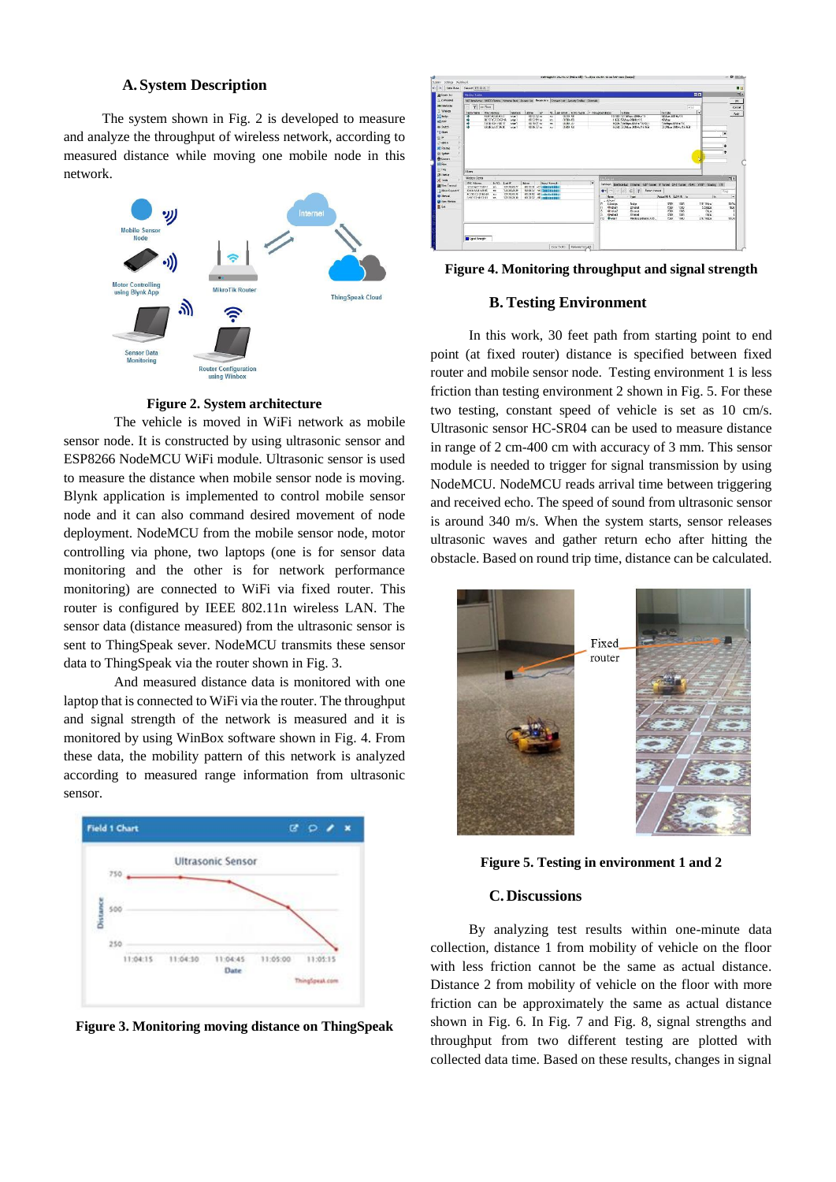## A. System Description

The system shown in Fig. 2 is developed to measure and analyze the throughput of wireless network, according to measured distance while moving one mobile node in this network.

**Figure 2. System architecture**

The vehicle is moved in WiFi network as mobile sensor node. It is constructed by using ultrasonic sensor and ESP8266 NodeMCU WiFi module. Ultrasonic sensor is used to measure the distance when mobile sensor node is moving. Blynk application is implemented to control mobile sensor node and it can also command desired movement of node deployment. NodeMCU from the mobile sensor node, motor controlling via phone, two laptops (one is for sensor data monitoring and the other is for network performance monitoring) are connected to WiFi via fixed router. This router is configured by IEEE 802.11n wireless LAN. The sensor data (distance measured) from the ultrasonic sensor is sent to ThingSpeak sever. NodeMCU transmits these sensor data to ThingSpeak via the router shown in Fig. 3.

And measured distance data is monitored with one laptop that is connected to WiFi via the router. The throughput and signal strength of the network is measured and it is monitored by using WinBox software shown in Fig. 4. From these data, the mobility pattern of this network is analyzed according to measured range information from ultrasonic sensor.

**Figure 3. Monitoring moving distance on ThingSpeak**

**Figure 4. Monitoring throughput and signal strength**

## B. Testing Environment

In this work, 30 feet path from starting point to end point (at fixed router) distance is specified between fixed router and mobile sensor node. Testing environment 1 is less friction than testing environment 2 shown in Fig. 5. For these two testing, constant speed of vehicle is set as 10 cm/s. Ultrasonic sensor HC-SR04 can be used to measure distance in range of 2 cm-400 cm with accuracy of 3 mm. This sensor module is needed to trigger for signal transmission by using NodeMCU. NodeMCU reads arrival time between triggering and received echo. The speed of sound from ultrasonic sensor is around 340 m/s. When the system starts, sensor releases ultrasonic waves and gather return echo after hitting the obstacle. Based on round trip time, distance can be calculated.

**Figure 5. Testing in environment 1 and 2**

## C. Discussions

By analyzing test results within one-minute data collection, distance 1 from mobility of vehicle on the floor with less friction cannot be the same as actual distance. Distance 2 from mobility of vehicle on the floor with more friction can be approximately the same as actual distance shown in Fig. 6. In Fig. 7 and Fig. 8, signal strengths and throughput from two different testing are plotted with collected data time. Based on these results, changes in signal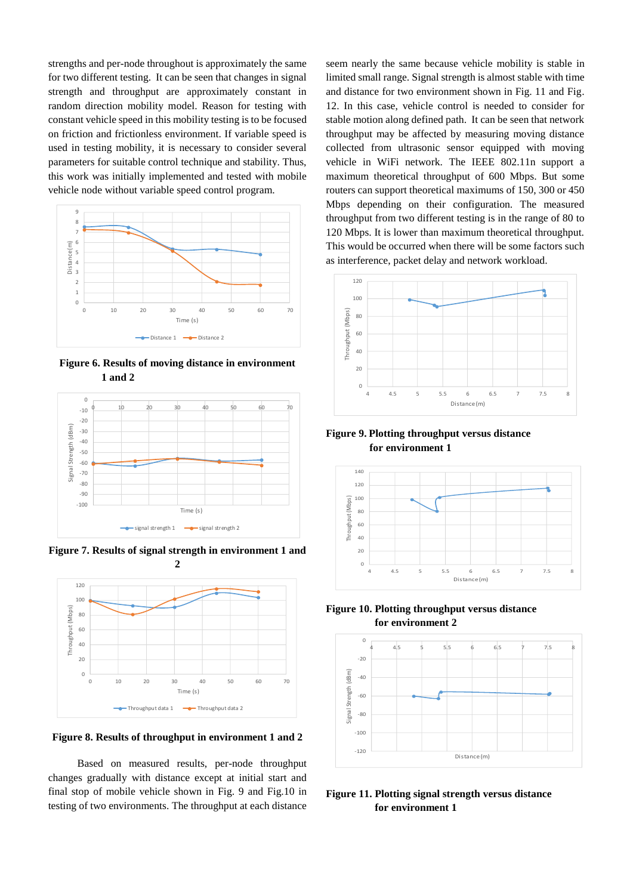strengths and per-node throughput is approximately the same for two different testing. It can be seen that changes in signal strength and throughput are approximately constant in random direction mobility model. Reason for testing with constant vehicle speed in this mobility testing is to be focused on friction and frictionless environment. If variable speed is used in testing mobility, it is necessary to consider several parameters for suitable control technique and stability. Thus, this work was initially implemented and tested with mobile vehicle node without variable speed control program.

**Figure 6. Results of moving distance in environment 1 and 2**

**Figure 7. Results of signal strength in environment 1 and 2**

**Figure 8. Results of throughput in environment 1 and 2**

Based on measured results, per-node throughput changes gradually with distance except at initial start and final stop of mobile vehicle shown in Fig. 9 and Fig.10 in testing of two environments. The throughput at each distance seem nearly the same because vehicle mobility is stable in limited small range. Signal strength is almost stable with time and distance for two environment shown in Fig. 11 and Fig. 12. In this case, vehicle control is needed to consider for stable motion along defined path. It can be seen that network throughput may be affected by measuring moving distance collected from ultrasonic sensor equipped with moving vehicle in WiFi network. The IEEE 802.11n support a maximum theoretical throughput of 600 Mbps. But some routers can support theoretical maximums of 150, 300 or 450 Mbps depending on their configuration. The measured throughput from two different testing is in the range of 80 to 120 Mbps. It is lower than maximum theoretical throughput. This would be occurred when there will be some factors such as interference, packet delay and network workload.

**Figure 9. Plotting throughput versus distance for environment 1**

**Figure 10. Plotting throughput versus distance for environment 2**

**Figure 11. Plotting signal strength versus distance for environment 1**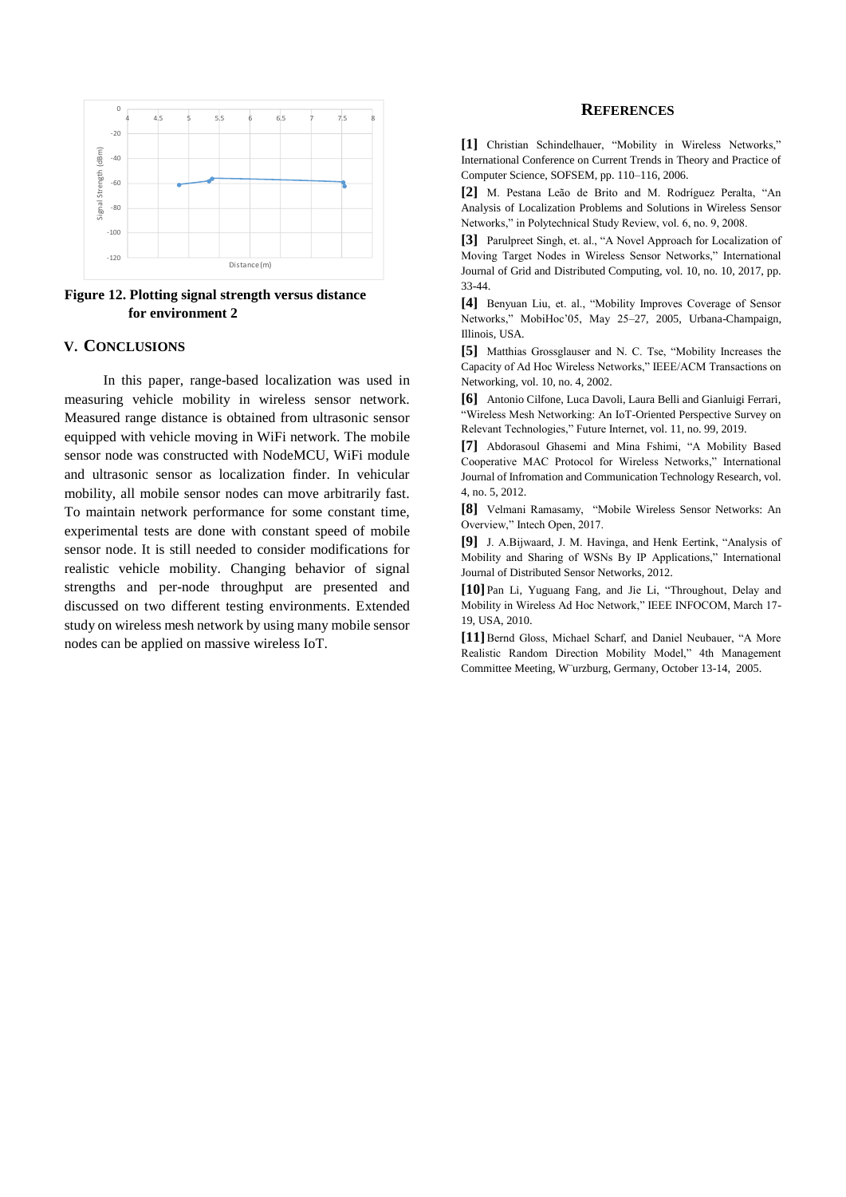0

4 4.5 5 5.5 6 6.5 7 7.5 8

-20

-40

-60

-80

-100

-120

Signal Strength (dBm)

Distance(m)

**Figure 12. Plotting signal strength versus distance for environment 2**

## V. CONCLUSIONS

In this paper, range-based localization was used in measuring vehicle mobility in wireless sensor network. Measured range distance is obtained from ultrasonic sensor equipped with vehicle moving in WiFi network. The mobile sensor node was constructed with NodeMCU, WiFi module and ultrasonic sensor as localization finder. In vehicular mobility, all mobile sensor nodes can move arbitrarily fast. To maintain network performance for some constant time, experimental tests are done with constant speed of mobile sensor node. It is still needed to consider modifications for realistic vehicle mobility. Changing behavior of signal strengths and per-node throughput are presented and discussed on two different testing environments. Extended study on wireless mesh network by using many mobile sensor nodes can be applied on massive wireless IoT.

## REFERENCES

**[1]** Christian Schindelhauer, "Mobility in Wireless Networks," International Conference on Current Trends in Theory and Practice of Computer Science, SOFSEM, pp. 110–116, 2006.

**[2]** M. Pestana Leão de Brito and M. Rodríguez Peralta, "An Analysis of Localization Problems and Solutions in Wireless Sensor Networks," in Polytechnical Study Review, vol. 6, no. 9, 2008.

**[3]** Parulpreet Singh, et. al., "A Novel Approach for Localization of Moving Target Nodes in Wireless Sensor Networks," International Journal of Grid and Distributed Computing, vol. 10, no. 10, 2017, pp. 33-44.

**[4]** Benyuan Liu, et. al., "Mobility Improves Coverage of Sensor Networks," MobiHoc'05, May 25–27, 2005, Urbana-Champaign, Illinois, USA.

**[5]** Matthias Grossglauser and N. C. Tse, "Mobility Increases the Capacity of Ad Hoc Wireless Networks," IEEE/ACM Transactions on Networking, vol. 10, no. 4, 2002.

**[6]** Antonio Cilfone, Luca Davoli, Laura Belli and Gianluigi Ferrari, "Wireless Mesh Networking: An IoT-Oriented Perspective Survey on Relevant Technologies," Future Internet, vol. 11, no. 99, 2019.

**[7]** Abdorasoul Ghasemi and Mina Fshimi, "A Mobility Based Cooperative MAC Protocol for Wireless Networks," International Journal of Infromation and Communication Technology Research, vol. 4, no. 5, 2012.

**[8]** Velmani Ramasamy, "Mobile Wireless Sensor Networks: An Overview," Intech Open, 2017.

**[9]** J. A.Bijwaard, J. M. Havinga, and Henk Eertink, "Analysis of Mobility and Sharing of WSNs By IP Applications," International Journal of Distributed Sensor Networks, 2012.

**[10]** Pan Li, Yuguang Fang, and Jie Li, "Throughout, Delay and Mobility in Wireless Ad Hoc Network," IEEE INFOCOM, March 17-19, USA, 2010.

**[11]** Bernd Gloss, Michael Scharf, and Daniel Neubauer, "A More Realistic Random Direction Mobility Model," 4th Management Committee Meeting, W¨urzburg, Germany, October 13-14, 2005.